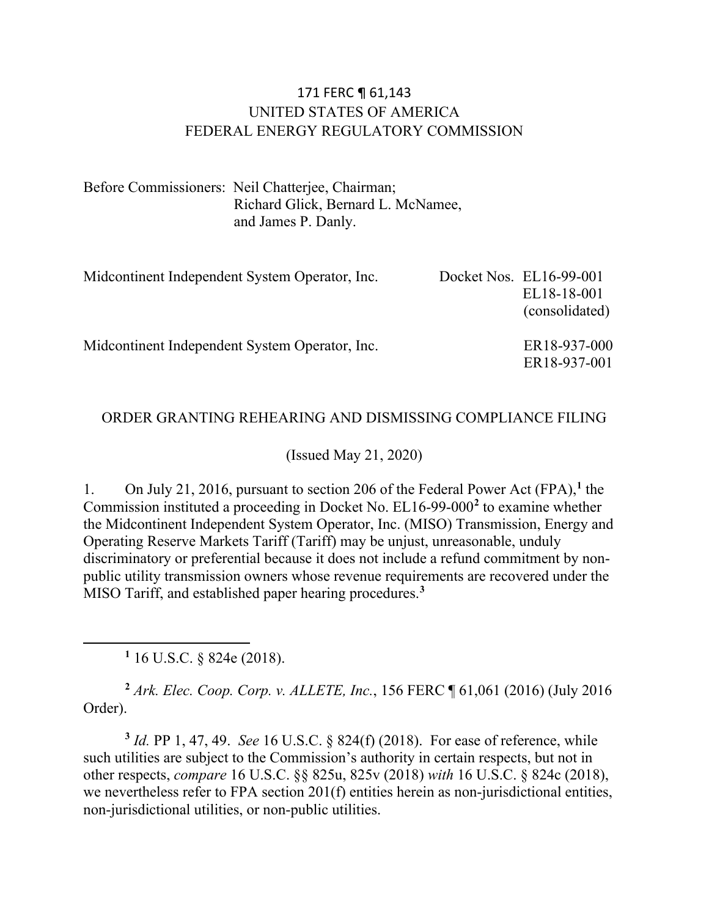171 FERC ¶ 61,143
UNITED STATES OF AMERICA
FEDERAL ENERGY REGULATORY COMMISSION

Before Commissioners: Neil Chatterjee, Chairman;
Richard Glick, Bernard L. McNamee,
and James P. Danly.

| | |
|---|---|
| Midcontinent Independent System Operator, Inc. | Docket Nos. EL16-99-001<br>EL18-18-001<br>(consolidated) |
| Midcontinent Independent System Operator, Inc. | ER18-937-000<br>ER18-937-001 |

ORDER GRANTING REHEARING AND DISMISSING COMPLIANCE FILING

(Issued May 21, 2020)

1. On July 21, 2016, pursuant to section 206 of the Federal Power Act (FPA),[1] the Commission instituted a proceeding in Docket No. EL16-99-000[2] to examine whether the Midcontinent Independent System Operator, Inc. (MISO) Transmission, Energy and Operating Reserve Markets Tariff (Tariff) may be unjust, unreasonable, unduly discriminatory or preferential because it does not include a refund commitment by non-public utility transmission owners whose revenue requirements are recovered under the MISO Tariff, and established paper hearing procedures.[3]

---

[1] 16 U.S.C. § 824e (2018).

[2] *Ark. Elec. Coop. Corp. v. ALLETE, Inc.*, 156 FERC ¶ 61,061 (2016) (July 2016 Order).

[3] *Id.* PP 1, 47, 49. *See* 16 U.S.C. § 824(f) (2018). For ease of reference, while such utilities are subject to the Commission's authority in certain respects, but not in other respects, *compare* 16 U.S.C. §§ 825u, 825v (2018) *with* 16 U.S.C. § 824c (2018), we nevertheless refer to FPA section 201(f) entities herein as non-jurisdictional entities, non-jurisdictional utilities, or non-public utilities.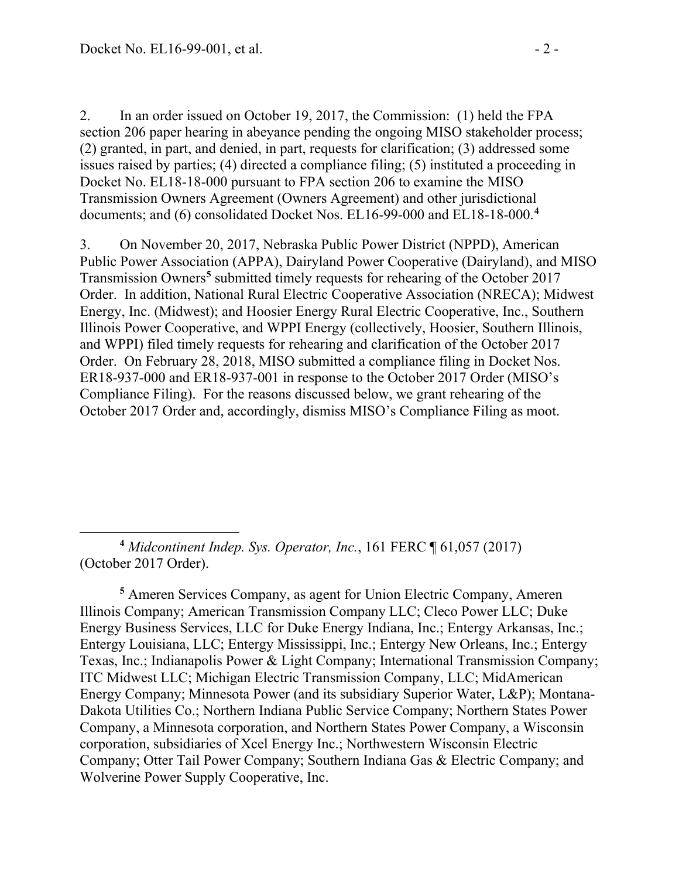2. In an order issued on October 19, 2017, the Commission: (1) held the FPA section 206 paper hearing in abeyance pending the ongoing MISO stakeholder process; (2) granted, in part, and denied, in part, requests for clarification; (3) addressed some issues raised by parties; (4) directed a compliance filing; (5) instituted a proceeding in Docket No. EL18-18-000 pursuant to FPA section 206 to examine the MISO Transmission Owners Agreement (Owners Agreement) and other jurisdictional documents; and (6) consolidated Docket Nos. EL16-99-000 and EL18-18-000.[4]

3. On November 20, 2017, Nebraska Public Power District (NPPD), American Public Power Association (APPA), Dairyland Power Cooperative (Dairyland), and MISO Transmission Owners[5] submitted timely requests for rehearing of the October 2017 Order. In addition, National Rural Electric Cooperative Association (NRECA); Midwest Energy, Inc. (Midwest); and Hoosier Energy Rural Electric Cooperative, Inc., Southern Illinois Power Cooperative, and WPPI Energy (collectively, Hoosier, Southern Illinois, and WPPI) filed timely requests for rehearing and clarification of the October 2017 Order. On February 28, 2018, MISO submitted a compliance filing in Docket Nos. ER18-937-000 and ER18-937-001 in response to the October 2017 Order (MISO's Compliance Filing). For the reasons discussed below, we grant rehearing of the October 2017 Order and, accordingly, dismiss MISO's Compliance Filing as moot.

---

[4] *Midcontinent Indep. Sys. Operator, Inc.*, 161 FERC ¶ 61,057 (2017) (October 2017 Order).

[5] Ameren Services Company, as agent for Union Electric Company, Ameren Illinois Company; American Transmission Company LLC; Cleco Power LLC; Duke Energy Business Services, LLC for Duke Energy Indiana, Inc.; Entergy Arkansas, Inc.; Entergy Louisiana, LLC; Entergy Mississippi, Inc.; Entergy New Orleans, Inc.; Entergy Texas, Inc.; Indianapolis Power & Light Company; International Transmission Company; ITC Midwest LLC; Michigan Electric Transmission Company, LLC; MidAmerican Energy Company; Minnesota Power (and its subsidiary Superior Water, L&P); Montana-Dakota Utilities Co.; Northern Indiana Public Service Company; Northern States Power Company, a Minnesota corporation, and Northern States Power Company, a Wisconsin corporation, subsidiaries of Xcel Energy Inc.; Northwestern Wisconsin Electric Company; Otter Tail Power Company; Southern Indiana Gas & Electric Company; and Wolverine Power Supply Cooperative, Inc.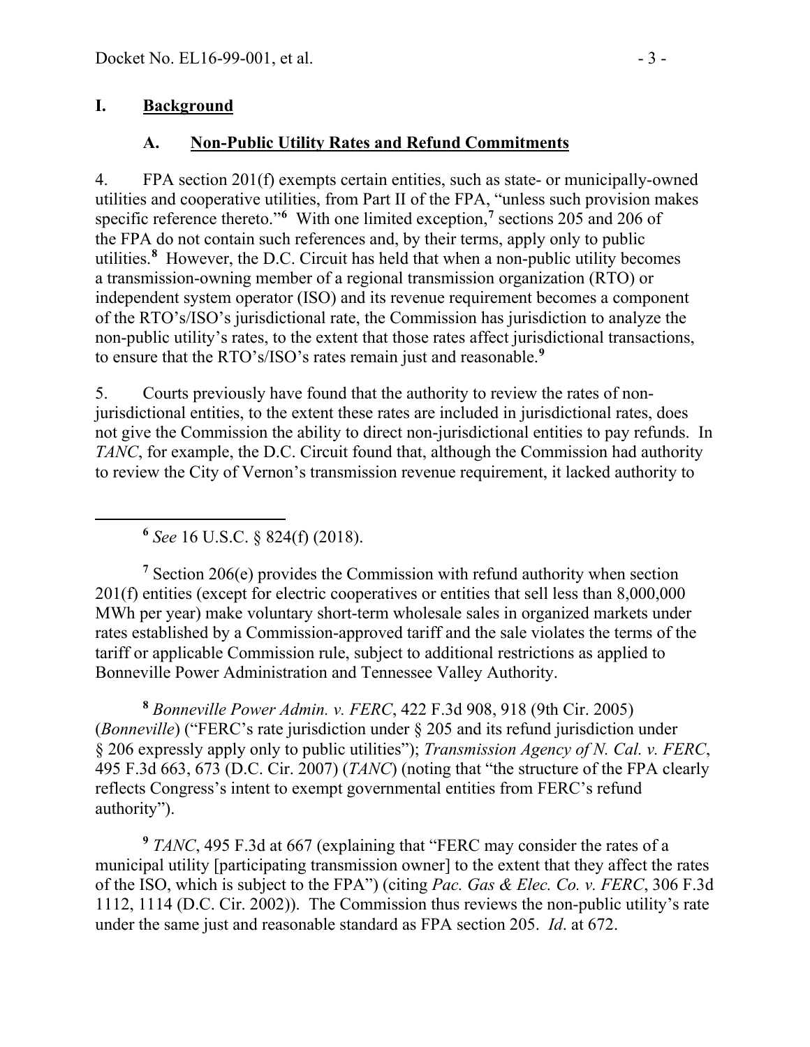## I. Background

### A. Non-Public Utility Rates and Refund Commitments

4. FPA section 201(f) exempts certain entities, such as state- or municipally-owned utilities and cooperative utilities, from Part II of the FPA, "unless such provision makes specific reference thereto."[6] With one limited exception,[7] sections 205 and 206 of the FPA do not contain such references and, by their terms, apply only to public utilities.[8] However, the D.C. Circuit has held that when a non-public utility becomes a transmission-owning member of a regional transmission organization (RTO) or independent system operator (ISO) and its revenue requirement becomes a component of the RTO's/ISO's jurisdictional rate, the Commission has jurisdiction to analyze the non-public utility's rates, to the extent that those rates affect jurisdictional transactions, to ensure that the RTO's/ISO's rates remain just and reasonable.[9]

5. Courts previously have found that the authority to review the rates of non-jurisdictional entities, to the extent these rates are included in jurisdictional rates, does not give the Commission the ability to direct non-jurisdictional entities to pay refunds. In *TANC*, for example, the D.C. Circuit found that, although the Commission had authority to review the City of Vernon's transmission revenue requirement, it lacked authority to

---

[6] *See* 16 U.S.C. § 824(f) (2018).

[7] Section 206(e) provides the Commission with refund authority when section 201(f) entities (except for electric cooperatives or entities that sell less than 8,000,000 MWh per year) make voluntary short-term wholesale sales in organized markets under rates established by a Commission-approved tariff and the sale violates the terms of the tariff or applicable Commission rule, subject to additional restrictions as applied to Bonneville Power Administration and Tennessee Valley Authority.

[8] *Bonneville Power Admin. v. FERC*, 422 F.3d 908, 918 (9th Cir. 2005) (*Bonneville*) ("FERC's rate jurisdiction under § 205 and its refund jurisdiction under § 206 expressly apply only to public utilities"); *Transmission Agency of N. Cal. v. FERC*, 495 F.3d 663, 673 (D.C. Cir. 2007) (*TANC*) (noting that "the structure of the FPA clearly reflects Congress's intent to exempt governmental entities from FERC's refund authority").

[9] *TANC*, 495 F.3d at 667 (explaining that "FERC may consider the rates of a municipal utility [participating transmission owner] to the extent that they affect the rates of the ISO, which is subject to the FPA") (citing *Pac. Gas & Elec. Co. v. FERC*, 306 F.3d 1112, 1114 (D.C. Cir. 2002)). The Commission thus reviews the non-public utility's rate under the same just and reasonable standard as FPA section 205. *Id*. at 672.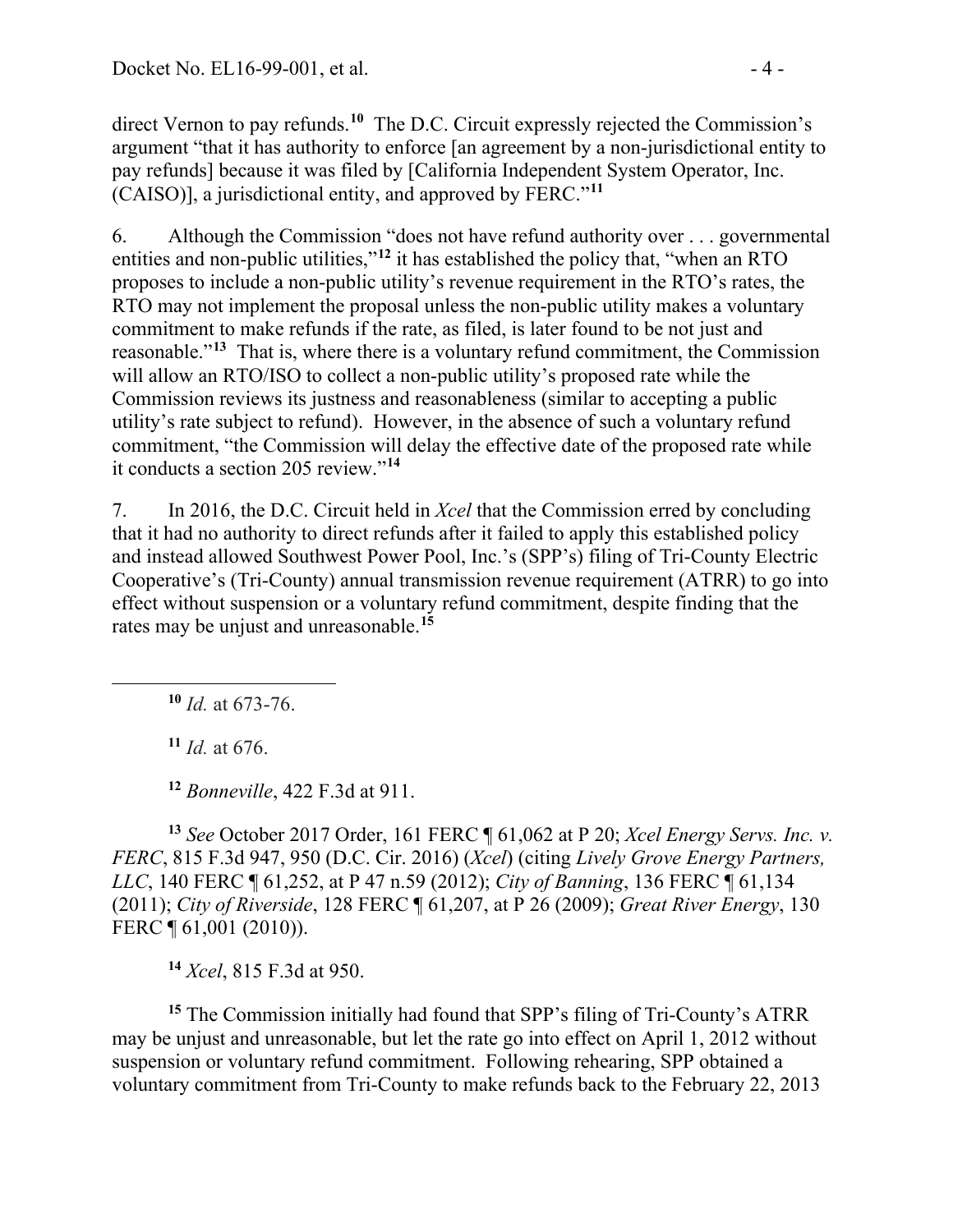direct Vernon to pay refunds.[10] The D.C. Circuit expressly rejected the Commission's argument "that it has authority to enforce [an agreement by a non-jurisdictional entity to pay refunds] because it was filed by [California Independent System Operator, Inc. (CAISO)], a jurisdictional entity, and approved by FERC."[11]

6. Although the Commission "does not have refund authority over . . . governmental entities and non-public utilities,"[12] it has established the policy that, "when an RTO proposes to include a non-public utility's revenue requirement in the RTO's rates, the RTO may not implement the proposal unless the non-public utility makes a voluntary commitment to make refunds if the rate, as filed, is later found to be not just and reasonable."[13] That is, where there is a voluntary refund commitment, the Commission will allow an RTO/ISO to collect a non-public utility's proposed rate while the Commission reviews its justness and reasonableness (similar to accepting a public utility's rate subject to refund). However, in the absence of such a voluntary refund commitment, "the Commission will delay the effective date of the proposed rate while it conducts a section 205 review."[14]

7. In 2016, the D.C. Circuit held in *Xcel* that the Commission erred by concluding that it had no authority to direct refunds after it failed to apply this established policy and instead allowed Southwest Power Pool, Inc.'s (SPP's) filing of Tri-County Electric Cooperative's (Tri-County) annual transmission revenue requirement (ATRR) to go into effect without suspension or a voluntary refund commitment, despite finding that the rates may be unjust and unreasonable.[15]

---

[10] *Id.* at 673-76.

[11] *Id.* at 676.

[12] *Bonneville*, 422 F.3d at 911.

[13] *See* October 2017 Order, 161 FERC ¶ 61,062 at P 20; *Xcel Energy Servs. Inc. v. FERC*, 815 F.3d 947, 950 (D.C. Cir. 2016) (*Xcel*) (citing *Lively Grove Energy Partners, LLC*, 140 FERC ¶ 61,252, at P 47 n.59 (2012); *City of Banning*, 136 FERC ¶ 61,134 (2011); *City of Riverside*, 128 FERC ¶ 61,207, at P 26 (2009); *Great River Energy*, 130 FERC ¶ 61,001 (2010)).

[14] *Xcel*, 815 F.3d at 950.

[15] The Commission initially had found that SPP's filing of Tri-County's ATRR may be unjust and unreasonable, but let the rate go into effect on April 1, 2012 without suspension or voluntary refund commitment. Following rehearing, SPP obtained a voluntary commitment from Tri-County to make refunds back to the February 22, 2013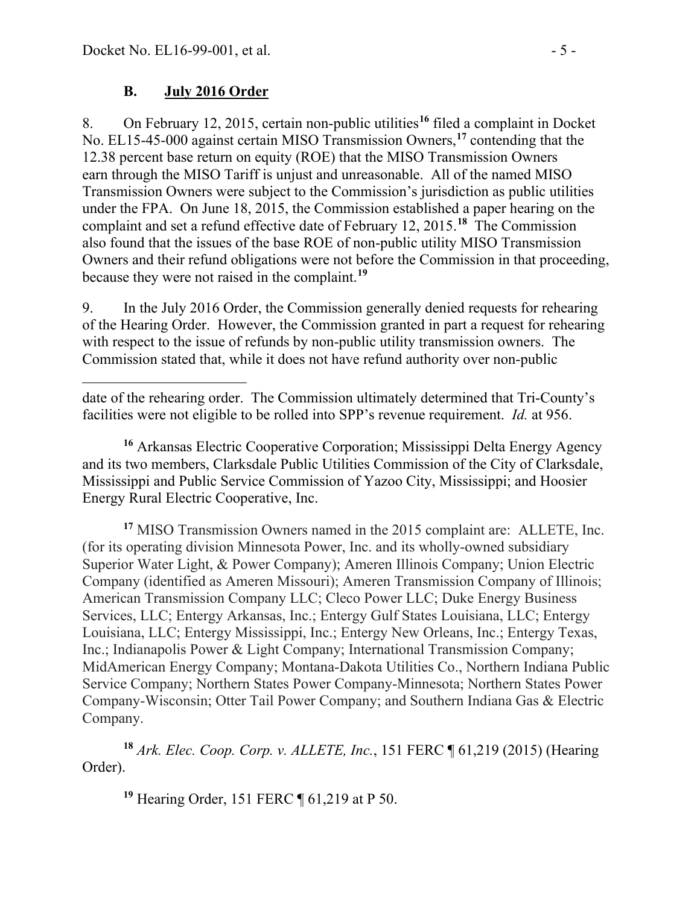### B. July 2016 Order

8. On February 12, 2015, certain non-public utilities[16] filed a complaint in Docket No. EL15-45-000 against certain MISO Transmission Owners,[17] contending that the 12.38 percent base return on equity (ROE) that the MISO Transmission Owners earn through the MISO Tariff is unjust and unreasonable. All of the named MISO Transmission Owners were subject to the Commission's jurisdiction as public utilities under the FPA. On June 18, 2015, the Commission established a paper hearing on the complaint and set a refund effective date of February 12, 2015.[18] The Commission also found that the issues of the base ROE of non-public utility MISO Transmission Owners and their refund obligations were not before the Commission in that proceeding, because they were not raised in the complaint.[19]

9. In the July 2016 Order, the Commission generally denied requests for rehearing of the Hearing Order. However, the Commission granted in part a request for rehearing with respect to the issue of refunds by non-public utility transmission owners. The Commission stated that, while it does not have refund authority over non-public

---

date of the rehearing order. The Commission ultimately determined that Tri-County's facilities were not eligible to be rolled into SPP's revenue requirement. *Id.* at 956.

[16] Arkansas Electric Cooperative Corporation; Mississippi Delta Energy Agency and its two members, Clarksdale Public Utilities Commission of the City of Clarksdale, Mississippi and Public Service Commission of Yazoo City, Mississippi; and Hoosier Energy Rural Electric Cooperative, Inc.

[17] MISO Transmission Owners named in the 2015 complaint are: ALLETE, Inc. (for its operating division Minnesota Power, Inc. and its wholly-owned subsidiary Superior Water Light, & Power Company); Ameren Illinois Company; Union Electric Company (identified as Ameren Missouri); Ameren Transmission Company of Illinois; American Transmission Company LLC; Cleco Power LLC; Duke Energy Business Services, LLC; Entergy Arkansas, Inc.; Entergy Gulf States Louisiana, LLC; Entergy Louisiana, LLC; Entergy Mississippi, Inc.; Entergy New Orleans, Inc.; Entergy Texas, Inc.; Indianapolis Power & Light Company; International Transmission Company; MidAmerican Energy Company; Montana-Dakota Utilities Co., Northern Indiana Public Service Company; Northern States Power Company-Minnesota; Northern States Power Company-Wisconsin; Otter Tail Power Company; and Southern Indiana Gas & Electric Company.

[18] *Ark. Elec. Coop. Corp. v. ALLETE, Inc.*, 151 FERC ¶ 61,219 (2015) (Hearing Order).

[19] Hearing Order, 151 FERC ¶ 61,219 at P 50.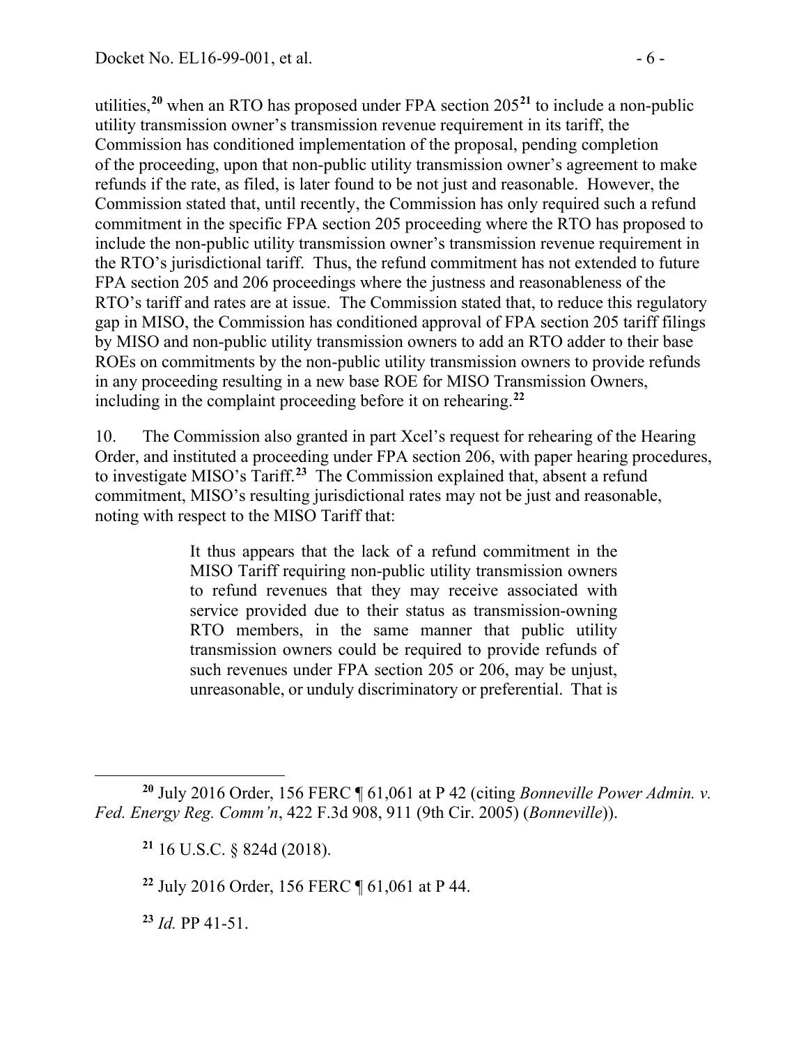utilities,[20] when an RTO has proposed under FPA section 205[21] to include a non-public utility transmission owner's transmission revenue requirement in its tariff, the Commission has conditioned implementation of the proposal, pending completion of the proceeding, upon that non-public utility transmission owner's agreement to make refunds if the rate, as filed, is later found to be not just and reasonable. However, the Commission stated that, until recently, the Commission has only required such a refund commitment in the specific FPA section 205 proceeding where the RTO has proposed to include the non-public utility transmission owner's transmission revenue requirement in the RTO's jurisdictional tariff. Thus, the refund commitment has not extended to future FPA section 205 and 206 proceedings where the justness and reasonableness of the RTO's tariff and rates are at issue. The Commission stated that, to reduce this regulatory gap in MISO, the Commission has conditioned approval of FPA section 205 tariff filings by MISO and non-public utility transmission owners to add an RTO adder to their base ROEs on commitments by the non-public utility transmission owners to provide refunds in any proceeding resulting in a new base ROE for MISO Transmission Owners, including in the complaint proceeding before it on rehearing.[22]

10. The Commission also granted in part Xcel's request for rehearing of the Hearing Order, and instituted a proceeding under FPA section 206, with paper hearing procedures, to investigate MISO's Tariff.[23] The Commission explained that, absent a refund commitment, MISO's resulting jurisdictional rates may not be just and reasonable, noting with respect to the MISO Tariff that:

> It thus appears that the lack of a refund commitment in the MISO Tariff requiring non-public utility transmission owners to refund revenues that they may receive associated with service provided due to their status as transmission-owning RTO members, in the same manner that public utility transmission owners could be required to provide refunds of such revenues under FPA section 205 or 206, may be unjust, unreasonable, or unduly discriminatory or preferential. That is

---

[20] July 2016 Order, 156 FERC ¶ 61,061 at P 42 (citing *Bonneville Power Admin. v. Fed. Energy Reg. Comm'n*, 422 F.3d 908, 911 (9th Cir. 2005) (*Bonneville*)).

[21] 16 U.S.C. § 824d (2018).

[22] July 2016 Order, 156 FERC ¶ 61,061 at P 44.

[23] *Id.* PP 41-51.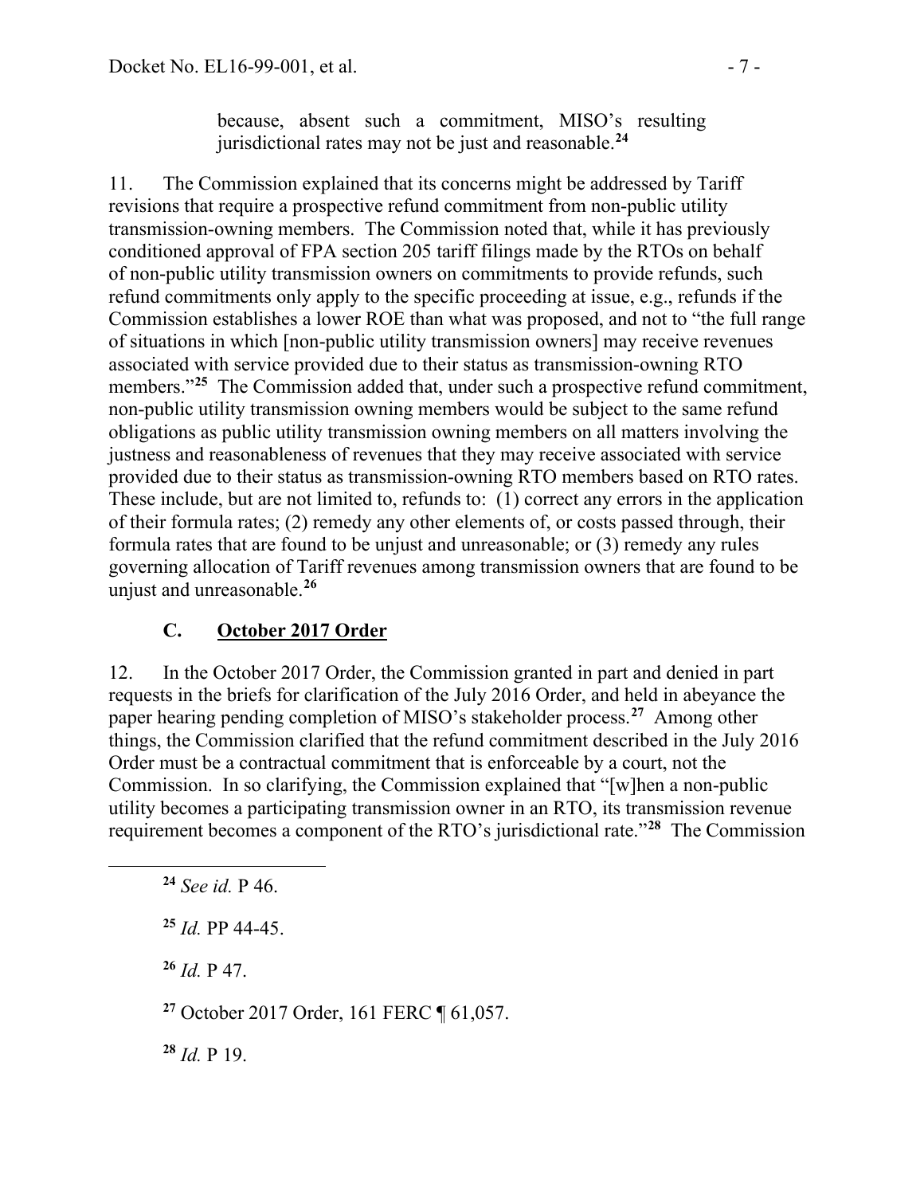> because, absent such a commitment, MISO's resulting jurisdictional rates may not be just and reasonable.[24]

11. The Commission explained that its concerns might be addressed by Tariff revisions that require a prospective refund commitment from non-public utility transmission-owning members. The Commission noted that, while it has previously conditioned approval of FPA section 205 tariff filings made by the RTOs on behalf of non-public utility transmission owners on commitments to provide refunds, such refund commitments only apply to the specific proceeding at issue, e.g., refunds if the Commission establishes a lower ROE than what was proposed, and not to "the full range of situations in which [non-public utility transmission owners] may receive revenues associated with service provided due to their status as transmission-owning RTO members."[25] The Commission added that, under such a prospective refund commitment, non-public utility transmission owning members would be subject to the same refund obligations as public utility transmission owning members on all matters involving the justness and reasonableness of revenues that they may receive associated with service provided due to their status as transmission-owning RTO members based on RTO rates. These include, but are not limited to, refunds to: (1) correct any errors in the application of their formula rates; (2) remedy any other elements of, or costs passed through, their formula rates that are found to be unjust and unreasonable; or (3) remedy any rules governing allocation of Tariff revenues among transmission owners that are found to be unjust and unreasonable.[26]

### C. October 2017 Order

12. In the October 2017 Order, the Commission granted in part and denied in part requests in the briefs for clarification of the July 2016 Order, and held in abeyance the paper hearing pending completion of MISO's stakeholder process.[27] Among other things, the Commission clarified that the refund commitment described in the July 2016 Order must be a contractual commitment that is enforceable by a court, not the Commission. In so clarifying, the Commission explained that "[w]hen a non-public utility becomes a participating transmission owner in an RTO, its transmission revenue requirement becomes a component of the RTO's jurisdictional rate."[28] The Commission

---

[24] *See id.* P 46.

[25] *Id.* PP 44-45.

[26] *Id.* P 47.

[27] October 2017 Order, 161 FERC ¶ 61,057.

[28] *Id.* P 19.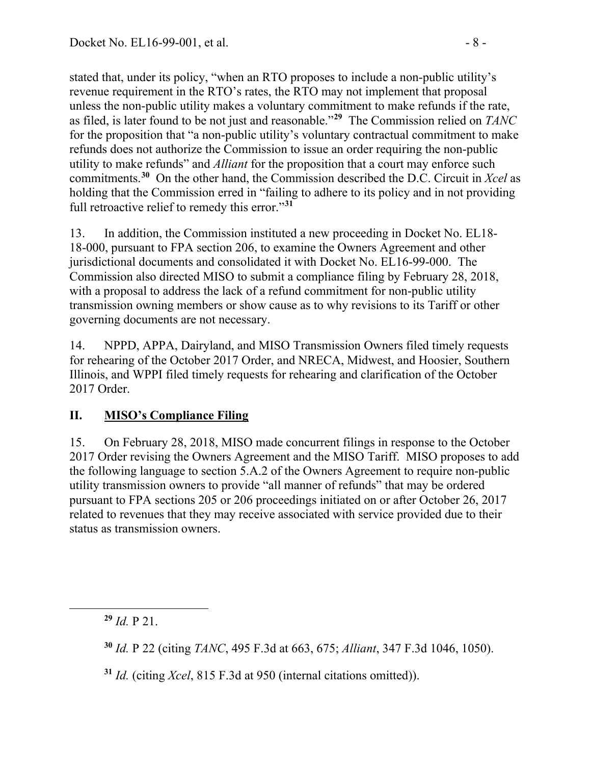stated that, under its policy, "when an RTO proposes to include a non-public utility's revenue requirement in the RTO's rates, the RTO may not implement that proposal unless the non-public utility makes a voluntary commitment to make refunds if the rate, as filed, is later found to be not just and reasonable."[29] The Commission relied on *TANC* for the proposition that "a non-public utility's voluntary contractual commitment to make refunds does not authorize the Commission to issue an order requiring the non-public utility to make refunds" and *Alliant* for the proposition that a court may enforce such commitments.[30] On the other hand, the Commission described the D.C. Circuit in *Xcel* as holding that the Commission erred in "failing to adhere to its policy and in not providing full retroactive relief to remedy this error."[31]

13. In addition, the Commission instituted a new proceeding in Docket No. EL18-18-000, pursuant to FPA section 206, to examine the Owners Agreement and other jurisdictional documents and consolidated it with Docket No. EL16-99-000. The Commission also directed MISO to submit a compliance filing by February 28, 2018, with a proposal to address the lack of a refund commitment for non-public utility transmission owning members or show cause as to why revisions to its Tariff or other governing documents are not necessary.

14. NPPD, APPA, Dairyland, and MISO Transmission Owners filed timely requests for rehearing of the October 2017 Order, and NRECA, Midwest, and Hoosier, Southern Illinois, and WPPI filed timely requests for rehearing and clarification of the October 2017 Order.

## II. MISO's Compliance Filing

15. On February 28, 2018, MISO made concurrent filings in response to the October 2017 Order revising the Owners Agreement and the MISO Tariff. MISO proposes to add the following language to section 5.A.2 of the Owners Agreement to require non-public utility transmission owners to provide "all manner of refunds" that may be ordered pursuant to FPA sections 205 or 206 proceedings initiated on or after October 26, 2017 related to revenues that they may receive associated with service provided due to their status as transmission owners.

---

[29] *Id.* P 21.

[30] *Id.* P 22 (citing *TANC*, 495 F.3d at 663, 675; *Alliant*, 347 F.3d 1046, 1050).

[31] *Id.* (citing *Xcel*, 815 F.3d at 950 (internal citations omitted)).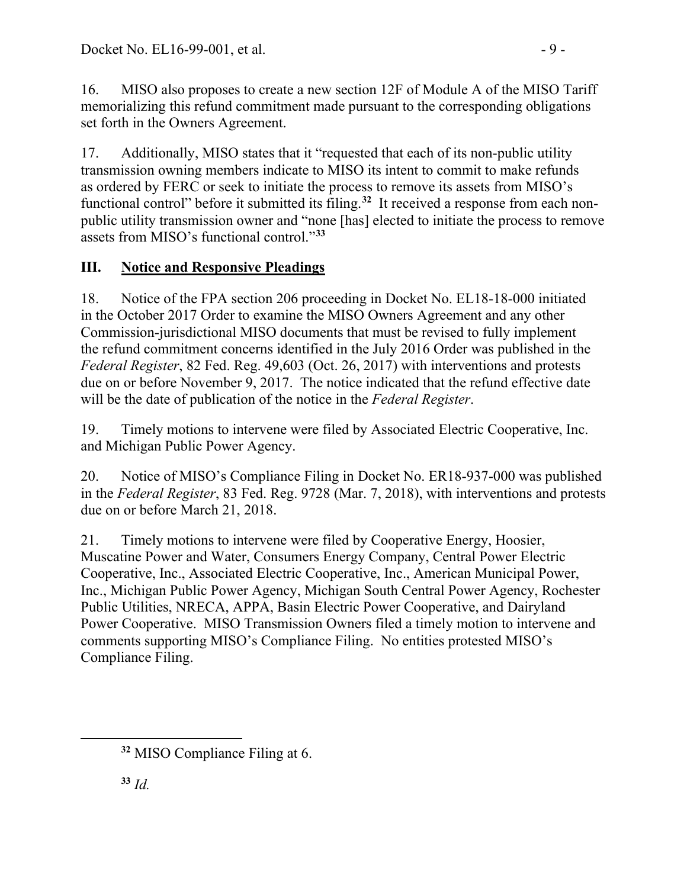16. MISO also proposes to create a new section 12F of Module A of the MISO Tariff memorializing this refund commitment made pursuant to the corresponding obligations set forth in the Owners Agreement.

17. Additionally, MISO states that it "requested that each of its non-public utility transmission owning members indicate to MISO its intent to commit to make refunds as ordered by FERC or seek to initiate the process to remove its assets from MISO's functional control" before it submitted its filing.[32] It received a response from each non-public utility transmission owner and "none [has] elected to initiate the process to remove assets from MISO's functional control."[33]

## III. Notice and Responsive Pleadings

18. Notice of the FPA section 206 proceeding in Docket No. EL18-18-000 initiated in the October 2017 Order to examine the MISO Owners Agreement and any other Commission-jurisdictional MISO documents that must be revised to fully implement the refund commitment concerns identified in the July 2016 Order was published in the *Federal Register*, 82 Fed. Reg. 49,603 (Oct. 26, 2017) with interventions and protests due on or before November 9, 2017. The notice indicated that the refund effective date will be the date of publication of the notice in the *Federal Register*.

19. Timely motions to intervene were filed by Associated Electric Cooperative, Inc. and Michigan Public Power Agency.

20. Notice of MISO's Compliance Filing in Docket No. ER18-937-000 was published in the *Federal Register*, 83 Fed. Reg. 9728 (Mar. 7, 2018), with interventions and protests due on or before March 21, 2018.

21. Timely motions to intervene were filed by Cooperative Energy, Hoosier, Muscatine Power and Water, Consumers Energy Company, Central Power Electric Cooperative, Inc., Associated Electric Cooperative, Inc., American Municipal Power, Inc., Michigan Public Power Agency, Michigan South Central Power Agency, Rochester Public Utilities, NRECA, APPA, Basin Electric Power Cooperative, and Dairyland Power Cooperative. MISO Transmission Owners filed a timely motion to intervene and comments supporting MISO's Compliance Filing. No entities protested MISO's Compliance Filing.

---

[32] MISO Compliance Filing at 6.

[33] *Id.*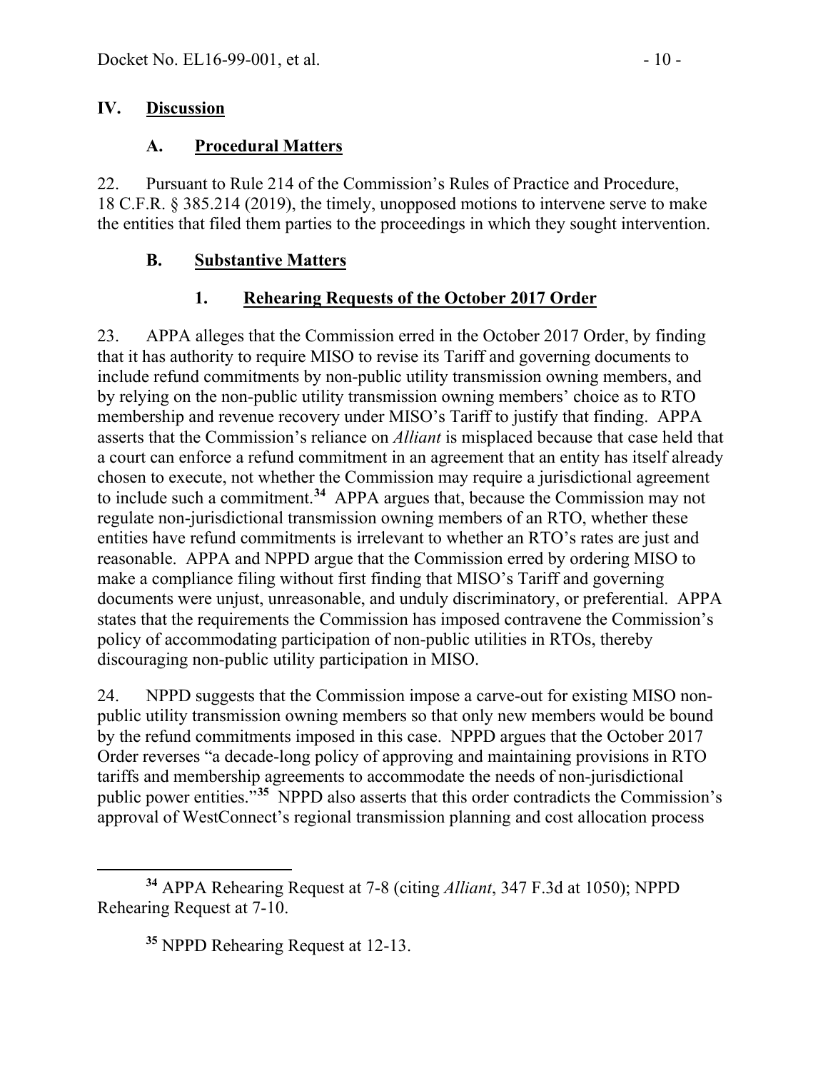## IV. Discussion

### A. Procedural Matters

22. Pursuant to Rule 214 of the Commission's Rules of Practice and Procedure, 18 C.F.R. § 385.214 (2019), the timely, unopposed motions to intervene serve to make the entities that filed them parties to the proceedings in which they sought intervention.

### B. Substantive Matters

#### 1. Rehearing Requests of the October 2017 Order

23. APPA alleges that the Commission erred in the October 2017 Order, by finding that it has authority to require MISO to revise its Tariff and governing documents to include refund commitments by non-public utility transmission owning members, and by relying on the non-public utility transmission owning members' choice as to RTO membership and revenue recovery under MISO's Tariff to justify that finding. APPA asserts that the Commission's reliance on *Alliant* is misplaced because that case held that a court can enforce a refund commitment in an agreement that an entity has itself already chosen to execute, not whether the Commission may require a jurisdictional agreement to include such a commitment.[34] APPA argues that, because the Commission may not regulate non-jurisdictional transmission owning members of an RTO, whether these entities have refund commitments is irrelevant to whether an RTO's rates are just and reasonable. APPA and NPPD argue that the Commission erred by ordering MISO to make a compliance filing without first finding that MISO's Tariff and governing documents were unjust, unreasonable, and unduly discriminatory, or preferential. APPA states that the requirements the Commission has imposed contravene the Commission's policy of accommodating participation of non-public utilities in RTOs, thereby discouraging non-public utility participation in MISO.

24. NPPD suggests that the Commission impose a carve-out for existing MISO non-public utility transmission owning members so that only new members would be bound by the refund commitments imposed in this case. NPPD argues that the October 2017 Order reverses "a decade-long policy of approving and maintaining provisions in RTO tariffs and membership agreements to accommodate the needs of non-jurisdictional public power entities."[35] NPPD also asserts that this order contradicts the Commission's approval of WestConnect's regional transmission planning and cost allocation process

[34] APPA Rehearing Request at 7-8 (citing *Alliant*, 347 F.3d at 1050); NPPD Rehearing Request at 7-10.

[35] NPPD Rehearing Request at 12-13.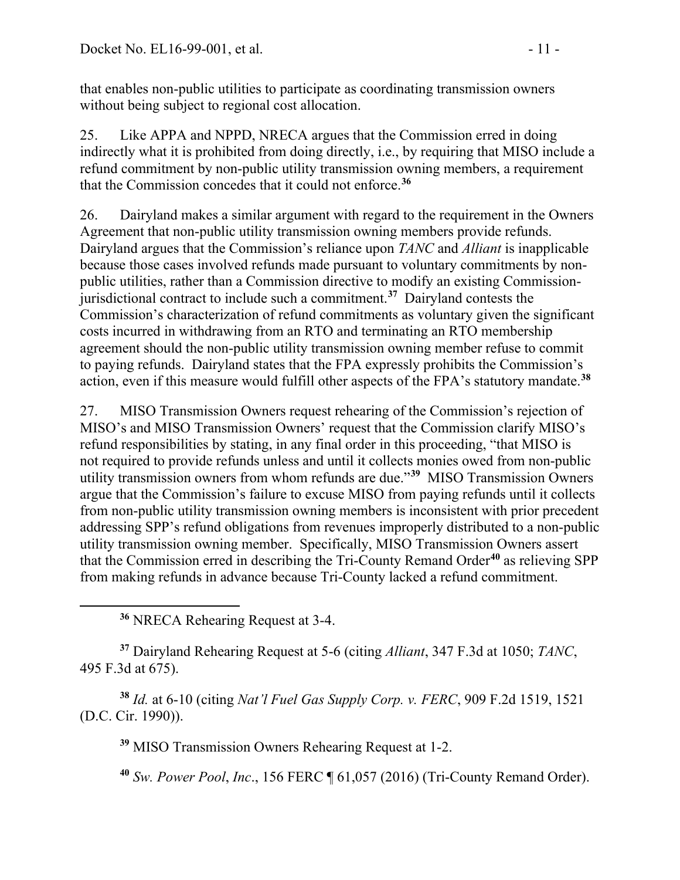that enables non-public utilities to participate as coordinating transmission owners without being subject to regional cost allocation.

25. Like APPA and NPPD, NRECA argues that the Commission erred in doing indirectly what it is prohibited from doing directly, i.e., by requiring that MISO include a refund commitment by non-public utility transmission owning members, a requirement that the Commission concedes that it could not enforce.[36]

26. Dairyland makes a similar argument with regard to the requirement in the Owners Agreement that non-public utility transmission owning members provide refunds. Dairyland argues that the Commission's reliance upon *TANC* and *Alliant* is inapplicable because those cases involved refunds made pursuant to voluntary commitments by non-public utilities, rather than a Commission directive to modify an existing Commission-jurisdictional contract to include such a commitment.[37] Dairyland contests the Commission's characterization of refund commitments as voluntary given the significant costs incurred in withdrawing from an RTO and terminating an RTO membership agreement should the non-public utility transmission owning member refuse to commit to paying refunds. Dairyland states that the FPA expressly prohibits the Commission's action, even if this measure would fulfill other aspects of the FPA's statutory mandate.[38]

27. MISO Transmission Owners request rehearing of the Commission's rejection of MISO's and MISO Transmission Owners' request that the Commission clarify MISO's refund responsibilities by stating, in any final order in this proceeding, "that MISO is not required to provide refunds unless and until it collects monies owed from non-public utility transmission owners from whom refunds are due."[39] MISO Transmission Owners argue that the Commission's failure to excuse MISO from paying refunds until it collects from non-public utility transmission owning members is inconsistent with prior precedent addressing SPP's refund obligations from revenues improperly distributed to a non-public utility transmission owning member. Specifically, MISO Transmission Owners assert that the Commission erred in describing the Tri-County Remand Order[40] as relieving SPP from making refunds in advance because Tri-County lacked a refund commitment.

---

[36] NRECA Rehearing Request at 3-4.

[37] Dairyland Rehearing Request at 5-6 (citing *Alliant*, 347 F.3d at 1050; *TANC*, 495 F.3d at 675).

[38] *Id.* at 6-10 (citing *Nat'l Fuel Gas Supply Corp. v. FERC*, 909 F.2d 1519, 1521 (D.C. Cir. 1990)).

[39] MISO Transmission Owners Rehearing Request at 1-2.

[40] *Sw. Power Pool*, *Inc*., 156 FERC ¶ 61,057 (2016) (Tri-County Remand Order).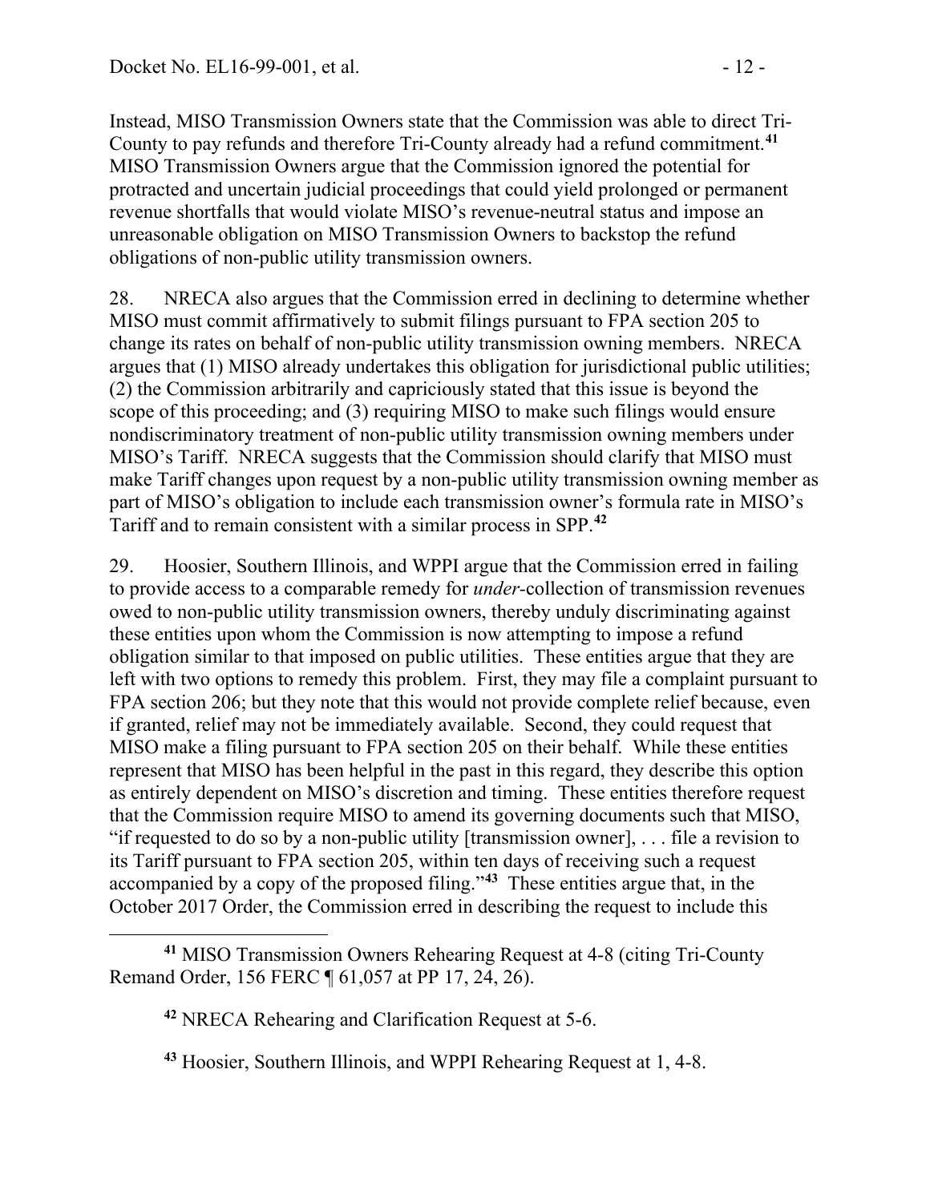Instead, MISO Transmission Owners state that the Commission was able to direct Tri-County to pay refunds and therefore Tri-County already had a refund commitment.[41] MISO Transmission Owners argue that the Commission ignored the potential for protracted and uncertain judicial proceedings that could yield prolonged or permanent revenue shortfalls that would violate MISO's revenue-neutral status and impose an unreasonable obligation on MISO Transmission Owners to backstop the refund obligations of non-public utility transmission owners.

28. NRECA also argues that the Commission erred in declining to determine whether MISO must commit affirmatively to submit filings pursuant to FPA section 205 to change its rates on behalf of non-public utility transmission owning members. NRECA argues that (1) MISO already undertakes this obligation for jurisdictional public utilities; (2) the Commission arbitrarily and capriciously stated that this issue is beyond the scope of this proceeding; and (3) requiring MISO to make such filings would ensure nondiscriminatory treatment of non-public utility transmission owning members under MISO's Tariff. NRECA suggests that the Commission should clarify that MISO must make Tariff changes upon request by a non-public utility transmission owning member as part of MISO's obligation to include each transmission owner's formula rate in MISO's Tariff and to remain consistent with a similar process in SPP.[42]

29. Hoosier, Southern Illinois, and WPPI argue that the Commission erred in failing to provide access to a comparable remedy for *under*-collection of transmission revenues owed to non-public utility transmission owners, thereby unduly discriminating against these entities upon whom the Commission is now attempting to impose a refund obligation similar to that imposed on public utilities. These entities argue that they are left with two options to remedy this problem. First, they may file a complaint pursuant to FPA section 206; but they note that this would not provide complete relief because, even if granted, relief may not be immediately available. Second, they could request that MISO make a filing pursuant to FPA section 205 on their behalf. While these entities represent that MISO has been helpful in the past in this regard, they describe this option as entirely dependent on MISO's discretion and timing. These entities therefore request that the Commission require MISO to amend its governing documents such that MISO, "if requested to do so by a non-public utility [transmission owner], . . . file a revision to its Tariff pursuant to FPA section 205, within ten days of receiving such a request accompanied by a copy of the proposed filing."[43] These entities argue that, in the October 2017 Order, the Commission erred in describing the request to include this

---

[41] MISO Transmission Owners Rehearing Request at 4-8 (citing Tri-County Remand Order, 156 FERC ¶ 61,057 at PP 17, 24, 26).

[42] NRECA Rehearing and Clarification Request at 5-6.

[43] Hoosier, Southern Illinois, and WPPI Rehearing Request at 1, 4-8.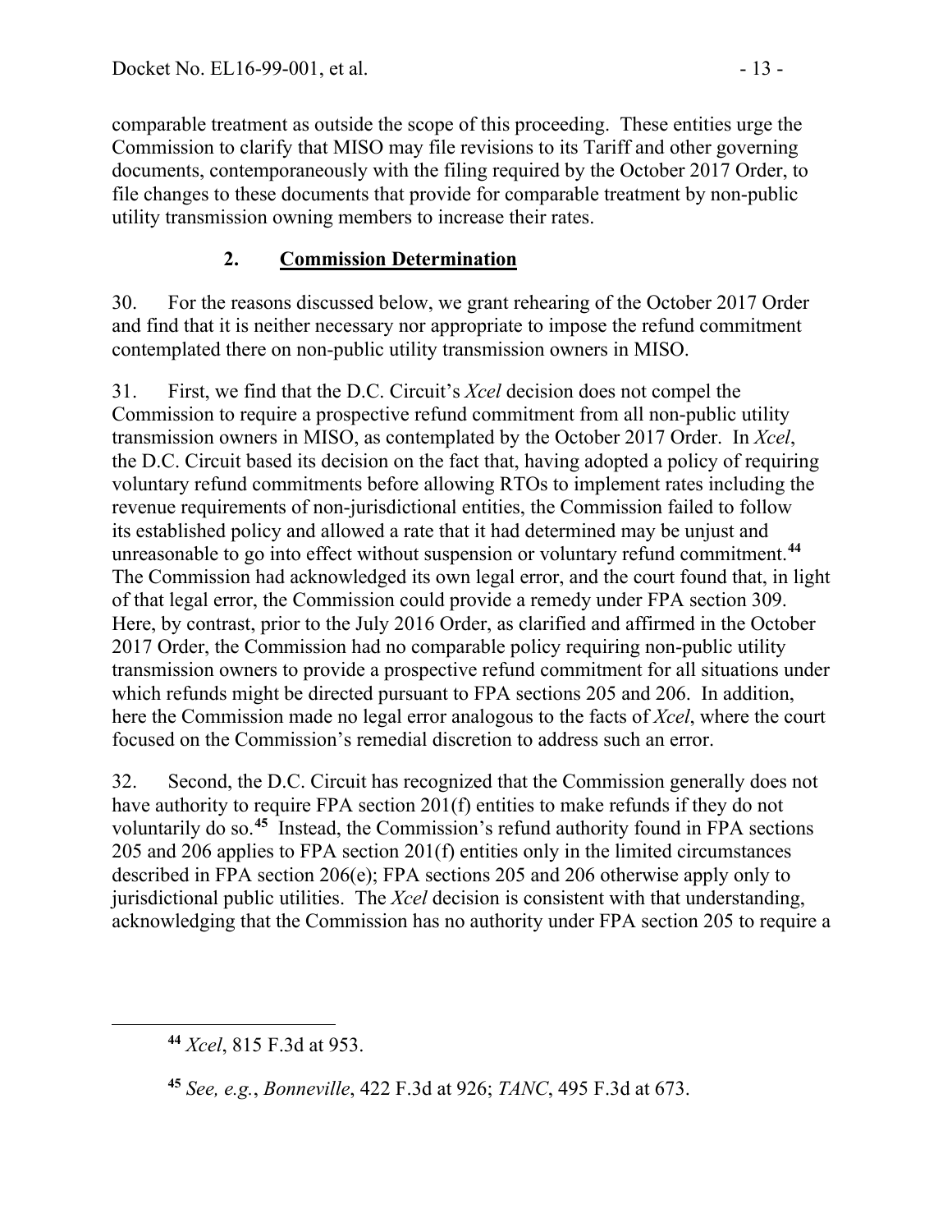comparable treatment as outside the scope of this proceeding. These entities urge the Commission to clarify that MISO may file revisions to its Tariff and other governing documents, contemporaneously with the filing required by the October 2017 Order, to file changes to these documents that provide for comparable treatment by non-public utility transmission owning members to increase their rates.

### 2. **Commission Determination**

30. For the reasons discussed below, we grant rehearing of the October 2017 Order and find that it is neither necessary nor appropriate to impose the refund commitment contemplated there on non-public utility transmission owners in MISO.

31. First, we find that the D.C. Circuit's *Xcel* decision does not compel the Commission to require a prospective refund commitment from all non-public utility transmission owners in MISO, as contemplated by the October 2017 Order. In *Xcel*, the D.C. Circuit based its decision on the fact that, having adopted a policy of requiring voluntary refund commitments before allowing RTOs to implement rates including the revenue requirements of non-jurisdictional entities, the Commission failed to follow its established policy and allowed a rate that it had determined may be unjust and unreasonable to go into effect without suspension or voluntary refund commitment.[44] The Commission had acknowledged its own legal error, and the court found that, in light of that legal error, the Commission could provide a remedy under FPA section 309. Here, by contrast, prior to the July 2016 Order, as clarified and affirmed in the October 2017 Order, the Commission had no comparable policy requiring non-public utility transmission owners to provide a prospective refund commitment for all situations under which refunds might be directed pursuant to FPA sections 205 and 206. In addition, here the Commission made no legal error analogous to the facts of *Xcel*, where the court focused on the Commission's remedial discretion to address such an error.

32. Second, the D.C. Circuit has recognized that the Commission generally does not have authority to require FPA section 201(f) entities to make refunds if they do not voluntarily do so.[45] Instead, the Commission's refund authority found in FPA sections 205 and 206 applies to FPA section 201(f) entities only in the limited circumstances described in FPA section 206(e); FPA sections 205 and 206 otherwise apply only to jurisdictional public utilities. The *Xcel* decision is consistent with that understanding, acknowledging that the Commission has no authority under FPA section 205 to require a

---

[44] *Xcel*, 815 F.3d at 953.

[45] *See, e.g.*, *Bonneville*, 422 F.3d at 926; *TANC*, 495 F.3d at 673.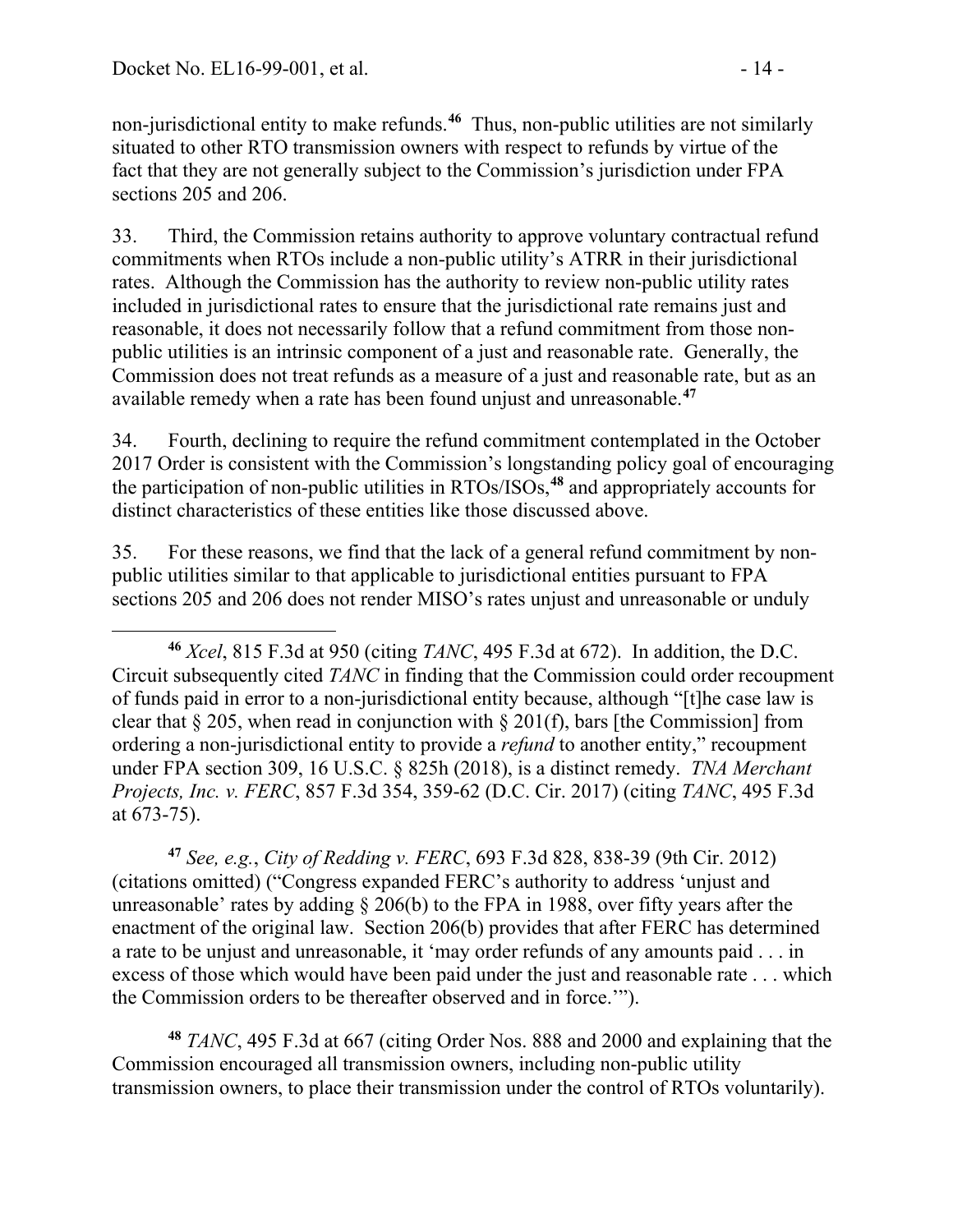non-jurisdictional entity to make refunds.[46] Thus, non-public utilities are not similarly situated to other RTO transmission owners with respect to refunds by virtue of the fact that they are not generally subject to the Commission's jurisdiction under FPA sections 205 and 206.

33. Third, the Commission retains authority to approve voluntary contractual refund commitments when RTOs include a non-public utility's ATRR in their jurisdictional rates. Although the Commission has the authority to review non-public utility rates included in jurisdictional rates to ensure that the jurisdictional rate remains just and reasonable, it does not necessarily follow that a refund commitment from those non-public utilities is an intrinsic component of a just and reasonable rate. Generally, the Commission does not treat refunds as a measure of a just and reasonable rate, but as an available remedy when a rate has been found unjust and unreasonable.[47]

34. Fourth, declining to require the refund commitment contemplated in the October 2017 Order is consistent with the Commission's longstanding policy goal of encouraging the participation of non-public utilities in RTOs/ISOs,[48] and appropriately accounts for distinct characteristics of these entities like those discussed above.

35. For these reasons, we find that the lack of a general refund commitment by non-public utilities similar to that applicable to jurisdictional entities pursuant to FPA sections 205 and 206 does not render MISO's rates unjust and unreasonable or unduly

---

[46] *Xcel*, 815 F.3d at 950 (citing *TANC*, 495 F.3d at 672). In addition, the D.C. Circuit subsequently cited *TANC* in finding that the Commission could order recoupment of funds paid in error to a non-jurisdictional entity because, although "[t]he case law is clear that § 205, when read in conjunction with § 201(f), bars [the Commission] from ordering a non-jurisdictional entity to provide a *refund* to another entity," recoupment under FPA section 309, 16 U.S.C. § 825h (2018), is a distinct remedy. *TNA Merchant Projects, Inc. v. FERC*, 857 F.3d 354, 359-62 (D.C. Cir. 2017) (citing *TANC*, 495 F.3d at 673-75).

[47] *See, e.g.*, *City of Redding v. FERC*, 693 F.3d 828, 838-39 (9th Cir. 2012) (citations omitted) ("Congress expanded FERC's authority to address 'unjust and unreasonable' rates by adding § 206(b) to the FPA in 1988, over fifty years after the enactment of the original law. Section 206(b) provides that after FERC has determined a rate to be unjust and unreasonable, it 'may order refunds of any amounts paid . . . in excess of those which would have been paid under the just and reasonable rate . . . which the Commission orders to be thereafter observed and in force.'").

[48] *TANC*, 495 F.3d at 667 (citing Order Nos. 888 and 2000 and explaining that the Commission encouraged all transmission owners, including non-public utility transmission owners, to place their transmission under the control of RTOs voluntarily).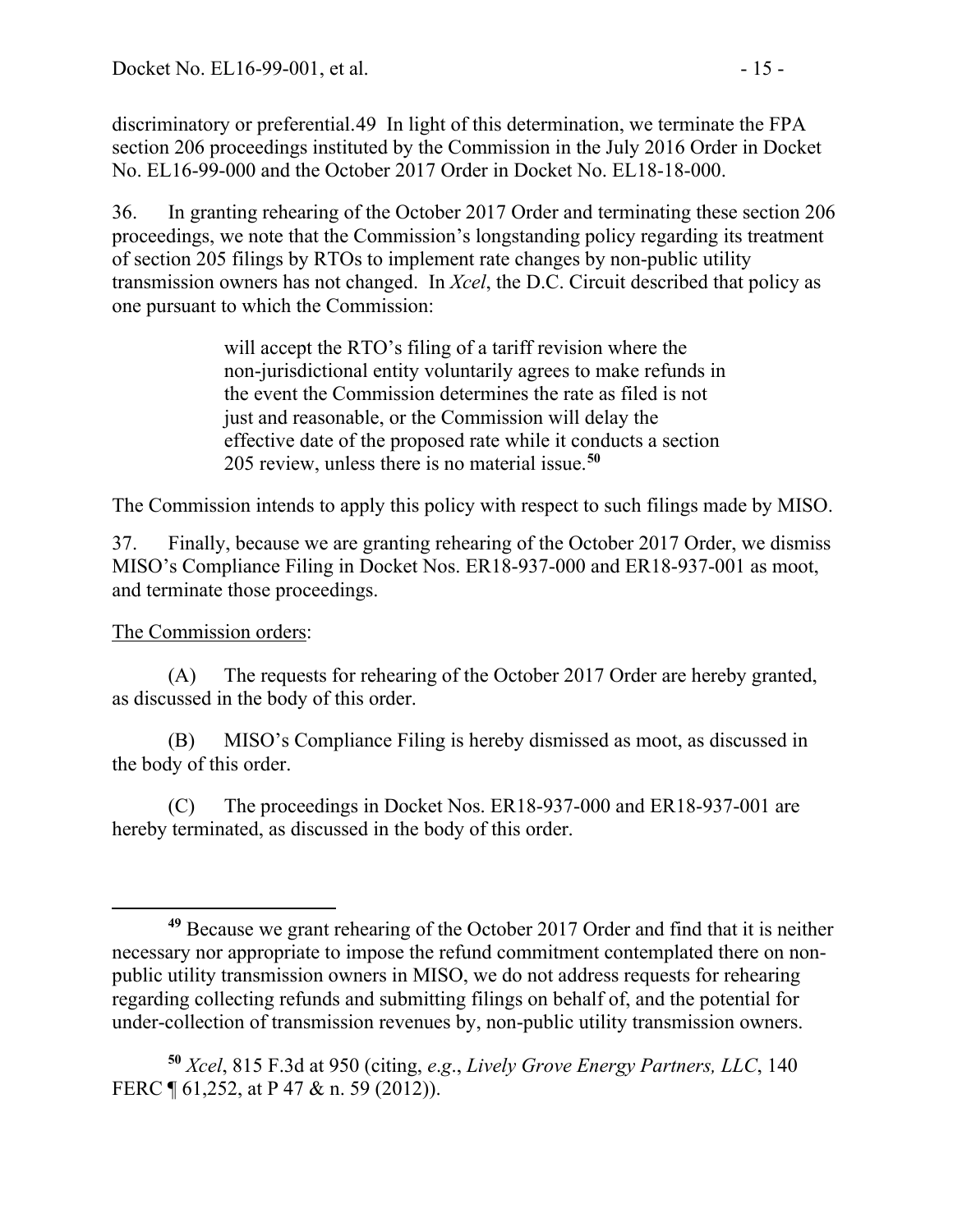discriminatory or preferential.[49] In light of this determination, we terminate the FPA section 206 proceedings instituted by the Commission in the July 2016 Order in Docket No. EL16-99-000 and the October 2017 Order in Docket No. EL18-18-000.

36. In granting rehearing of the October 2017 Order and terminating these section 206 proceedings, we note that the Commission's longstanding policy regarding its treatment of section 205 filings by RTOs to implement rate changes by non-public utility transmission owners has not changed. In *Xcel*, the D.C. Circuit described that policy as one pursuant to which the Commission:

> will accept the RTO's filing of a tariff revision where the non-jurisdictional entity voluntarily agrees to make refunds in the event the Commission determines the rate as filed is not just and reasonable, or the Commission will delay the effective date of the proposed rate while it conducts a section 205 review, unless there is no material issue.[50]

The Commission intends to apply this policy with respect to such filings made by MISO.

37. Finally, because we are granting rehearing of the October 2017 Order, we dismiss MISO's Compliance Filing in Docket Nos. ER18-937-000 and ER18-937-001 as moot, and terminate those proceedings.

The Commission orders:

(A) The requests for rehearing of the October 2017 Order are hereby granted, as discussed in the body of this order.

(B) MISO's Compliance Filing is hereby dismissed as moot, as discussed in the body of this order.

(C) The proceedings in Docket Nos. ER18-937-000 and ER18-937-001 are hereby terminated, as discussed in the body of this order.

---

[49] Because we grant rehearing of the October 2017 Order and find that it is neither necessary nor appropriate to impose the refund commitment contemplated there on non-public utility transmission owners in MISO, we do not address requests for rehearing regarding collecting refunds and submitting filings on behalf of, and the potential for under-collection of transmission revenues by, non-public utility transmission owners.

[50] *Xcel*, 815 F.3d at 950 (citing, *e.g*., *Lively Grove Energy Partners, LLC*, 140 FERC ¶ 61,252, at P 47 & n. 59 (2012)).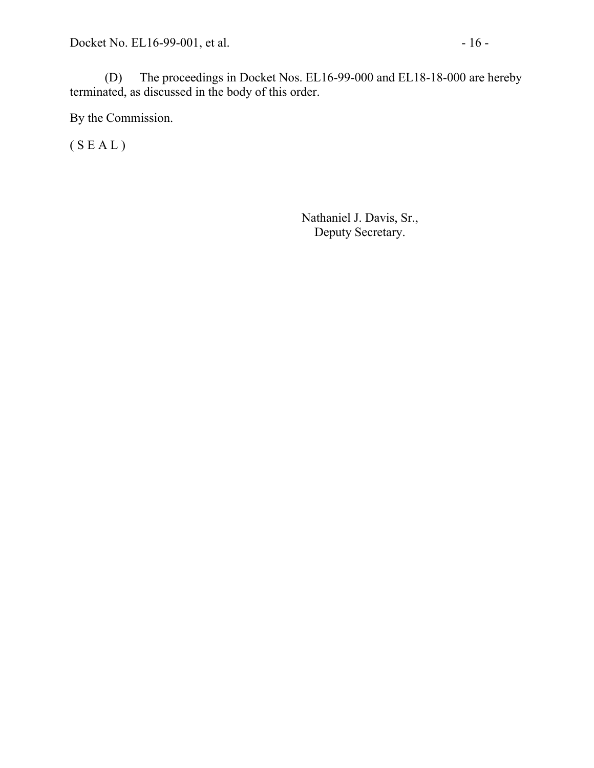(D) The proceedings in Docket Nos. EL16-99-000 and EL18-18-000 are hereby terminated, as discussed in the body of this order.

By the Commission.

( S E A L )

Nathaniel J. Davis, Sr.,
Deputy Secretary.